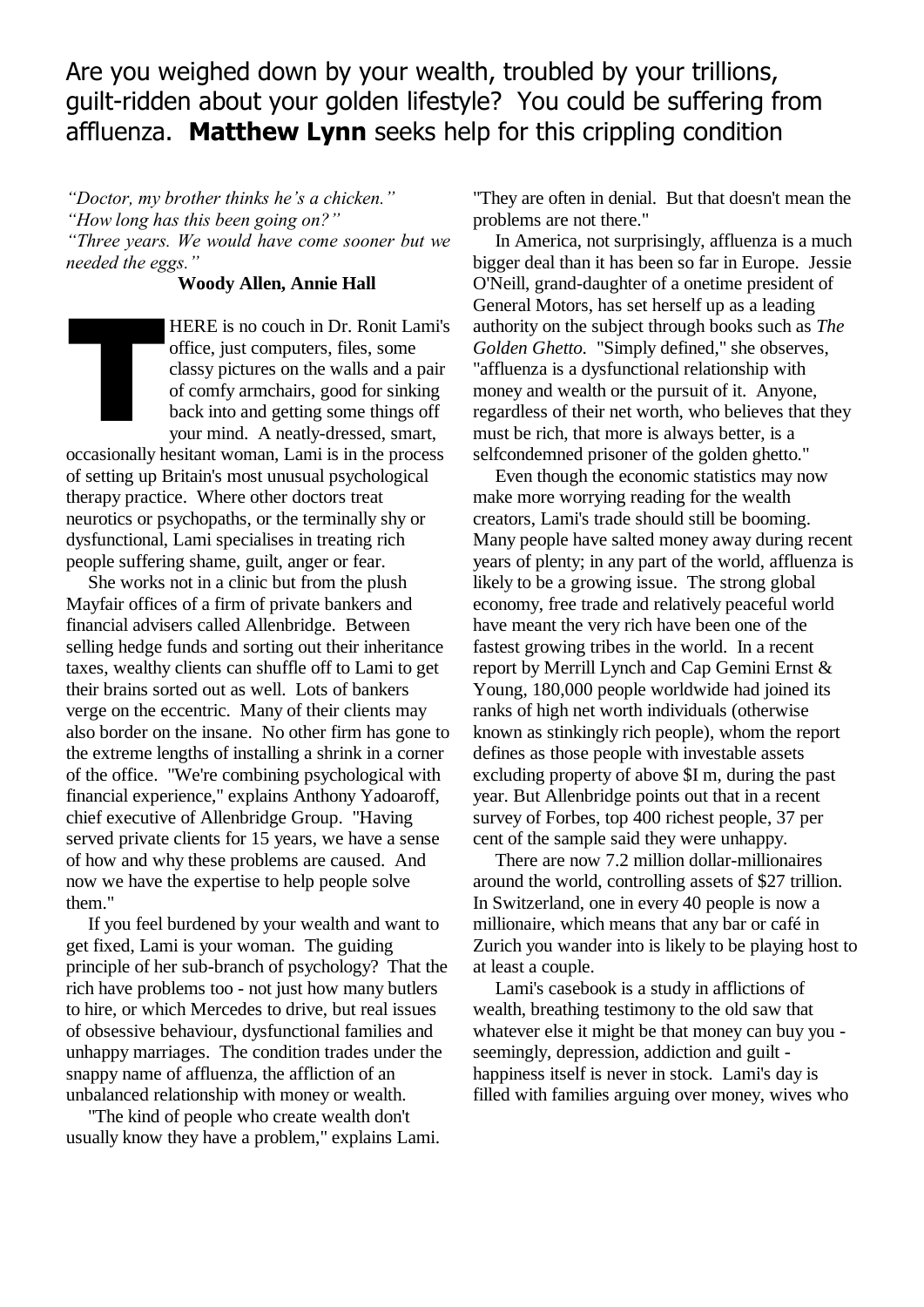Are you weighed down by your wealth, troubled by your trillions, guilt-ridden about your golden lifestyle? You could be suffering from affluenza. **Matthew Lynn** seeks help for this crippling condition

*"Doctor, my brother thinks he's a chicken."*
*"How long has this been going on?"*
*"Three years. We would have come sooner but we needed the eggs."*

**Woody Allen, Annie Hall**

THERE is no couch in Dr. Ronit Lami's office, just computers, files, some classy pictures on the walls and a pair of comfy armchairs, good for sinking back into and getting some things off your mind. A neatly-dressed, smart, occasionally hesitant woman, Lami is in the process of setting up Britain's most unusual psychological therapy practice. Where other doctors treat neurotics or psychopaths, or the terminally shy or dysfunctional, Lami specialises in treating rich people suffering shame, guilt, anger or fear.

She works not in a clinic but from the plush Mayfair offices of a firm of private bankers and financial advisers called Allenbridge. Between selling hedge funds and sorting out their inheritance taxes, wealthy clients can shuffle off to Lami to get their brains sorted out as well. Lots of bankers verge on the eccentric. Many of their clients may also border on the insane. No other firm has gone to the extreme lengths of installing a shrink in a corner of the office. "We're combining psychological with financial experience," explains Anthony Yadoaroff, chief executive of Allenbridge Group. "Having served private clients for 15 years, we have a sense of how and why these problems are caused. And now we have the expertise to help people solve them."

If you feel burdened by your wealth and want to get fixed, Lami is your woman. The guiding principle of her sub-branch of psychology? That the rich have problems too - not just how many butlers to hire, or which Mercedes to drive, but real issues of obsessive behaviour, dysfunctional families and unhappy marriages. The condition trades under the snappy name of affluenza, the affliction of an unbalanced relationship with money or wealth.

"The kind of people who create wealth don't usually know they have a problem," explains Lami. "They are often in denial. But that doesn't mean the problems are not there."

In America, not surprisingly, affluenza is a much bigger deal than it has been so far in Europe. Jessie O'Neill, grand-daughter of a onetime president of General Motors, has set herself up as a leading authority on the subject through books such as *The Golden Ghetto*. "Simply defined," she observes, "affluenza is a dysfunctional relationship with money and wealth or the pursuit of it. Anyone, regardless of their net worth, who believes that they must be rich, that more is always better, is a selfcondemned prisoner of the golden ghetto."

Even though the economic statistics may now make more worrying reading for the wealth creators, Lami's trade should still be booming. Many people have salted money away during recent years of plenty; in any part of the world, affluenza is likely to be a growing issue. The strong global economy, free trade and relatively peaceful world have meant the very rich have been one of the fastest growing tribes in the world. In a recent report by Merrill Lynch and Cap Gemini Ernst & Young, 180,000 people worldwide had joined its ranks of high net worth individuals (otherwise known as stinkingly rich people), whom the report defines as those people with investable assets excluding property of above $I m, during the past year. But Allenbridge points out that in a recent survey of Forbes, top 400 richest people, 37 per cent of the sample said they were unhappy.

There are now 7.2 million dollar-millionaires around the world, controlling assets of $27 trillion. In Switzerland, one in every 40 people is now a millionaire, which means that any bar or café in Zurich you wander into is likely to be playing host to at least a couple.

Lami's casebook is a study in afflictions of wealth, breathing testimony to the old saw that whatever else it might be that money can buy you - seemingly, depression, addiction and guilt - happiness itself is never in stock. Lami's day is filled with families arguing over money, wives who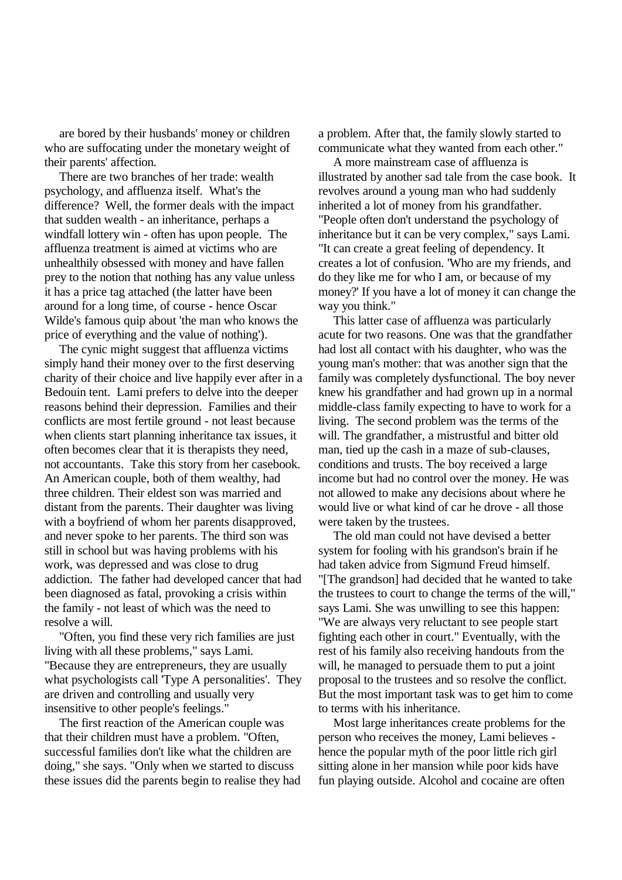are bored by their husbands' money or children who are suffocating under the monetary weight of their parents' affection.

There are two branches of her trade: wealth psychology, and affluenza itself. What's the difference? Well, the former deals with the impact that sudden wealth - an inheritance, perhaps a windfall lottery win - often has upon people. The affluenza treatment is aimed at victims who are unhealthily obsessed with money and have fallen prey to the notion that nothing has any value unless it has a price tag attached (the latter have been around for a long time, of course - hence Oscar Wilde's famous quip about 'the man who knows the price of everything and the value of nothing').

The cynic might suggest that affluenza victims simply hand their money over to the first deserving charity of their choice and live happily ever after in a Bedouin tent. Lami prefers to delve into the deeper reasons behind their depression. Families and their conflicts are most fertile ground - not least because when clients start planning inheritance tax issues, it often becomes clear that it is therapists they need, not accountants. Take this story from her casebook. An American couple, both of them wealthy, had three children. Their eldest son was married and distant from the parents. Their daughter was living with a boyfriend of whom her parents disapproved, and never spoke to her parents. The third son was still in school but was having problems with his work, was depressed and was close to drug addiction. The father had developed cancer that had been diagnosed as fatal, provoking a crisis within the family - not least of which was the need to resolve a will.

"Often, you find these very rich families are just living with all these problems," says Lami. "Because they are entrepreneurs, they are usually what psychologists call 'Type A personalities'. They are driven and controlling and usually very insensitive to other people's feelings."

The first reaction of the American couple was that their children must have a problem. "Often, successful families don't like what the children are doing," she says. "Only when we started to discuss these issues did the parents begin to realise they had a problem. After that, the family slowly started to communicate what they wanted from each other."

A more mainstream case of affluenza is illustrated by another sad tale from the case book. It revolves around a young man who had suddenly inherited a lot of money from his grandfather. "People often don't understand the psychology of inheritance but it can be very complex," says Lami. "It can create a great feeling of dependency. It creates a lot of confusion. 'Who are my friends, and do they like me for who I am, or because of my money?' If you have a lot of money it can change the way you think."

This latter case of affluenza was particularly acute for two reasons. One was that the grandfather had lost all contact with his daughter, who was the young man's mother: that was another sign that the family was completely dysfunctional. The boy never knew his grandfather and had grown up in a normal middle-class family expecting to have to work for a living. The second problem was the terms of the will. The grandfather, a mistrustful and bitter old man, tied up the cash in a maze of sub-clauses, conditions and trusts. The boy received a large income but had no control over the money. He was not allowed to make any decisions about where he would live or what kind of car he drove - all those were taken by the trustees.

The old man could not have devised a better system for fooling with his grandson's brain if he had taken advice from Sigmund Freud himself. "[The grandson] had decided that he wanted to take the trustees to court to change the terms of the will," says Lami. She was unwilling to see this happen: "We are always very reluctant to see people start fighting each other in court." Eventually, with the rest of his family also receiving handouts from the will, he managed to persuade them to put a joint proposal to the trustees and so resolve the conflict. But the most important task was to get him to come to terms with his inheritance.

Most large inheritances create problems for the person who receives the money, Lami believes - hence the popular myth of the poor little rich girl sitting alone in her mansion while poor kids have fun playing outside. Alcohol and cocaine are often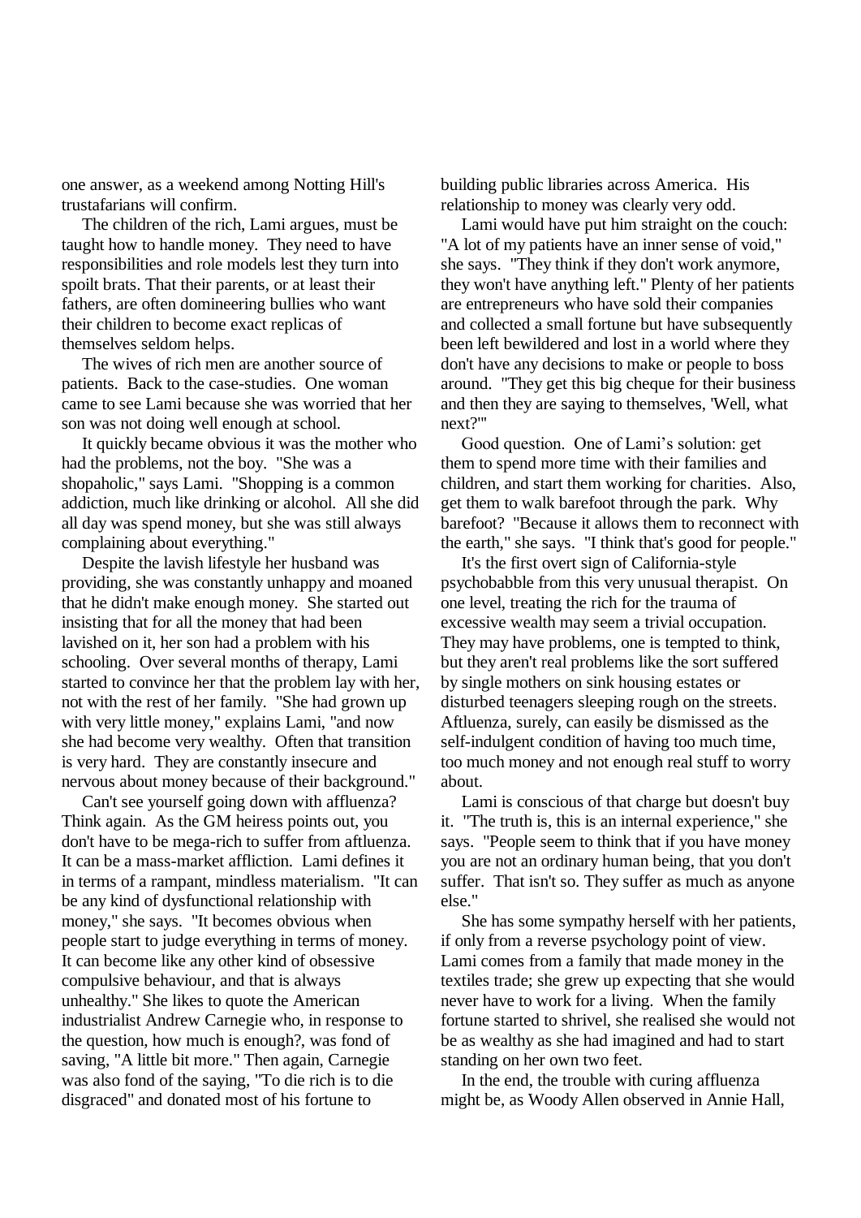one answer, as a weekend among Notting Hill's trustafarians will confirm.

The children of the rich, Lami argues, must be taught how to handle money. They need to have responsibilities and role models lest they turn into spoilt brats. That their parents, or at least their fathers, are often domineering bullies who want their children to become exact replicas of themselves seldom helps.

The wives of rich men are another source of patients. Back to the case-studies. One woman came to see Lami because she was worried that her son was not doing well enough at school.

It quickly became obvious it was the mother who had the problems, not the boy. "She was a shopaholic," says Lami. "Shopping is a common addiction, much like drinking or alcohol. All she did all day was spend money, but she was still always complaining about everything."

Despite the lavish lifestyle her husband was providing, she was constantly unhappy and moaned that he didn't make enough money. She started out insisting that for all the money that had been lavished on it, her son had a problem with his schooling. Over several months of therapy, Lami started to convince her that the problem lay with her, not with the rest of her family. "She had grown up with very little money," explains Lami, "and now she had become very wealthy. Often that transition is very hard. They are constantly insecure and nervous about money because of their background."

Can't see yourself going down with affluenza? Think again. As the GM heiress points out, you don't have to be mega-rich to suffer from aftluenza. It can be a mass-market affliction. Lami defines it in terms of a rampant, mindless materialism. "It can be any kind of dysfunctional relationship with money," she says. "It becomes obvious when people start to judge everything in terms of money. It can become like any other kind of obsessive compulsive behaviour, and that is always unhealthy." She likes to quote the American industrialist Andrew Carnegie who, in response to the question, how much is enough?, was fond of saving, "A little bit more." Then again, Carnegie was also fond of the saying, "To die rich is to die disgraced" and donated most of his fortune to building public libraries across America. His relationship to money was clearly very odd.

Lami would have put him straight on the couch: "A lot of my patients have an inner sense of void," she says. "They think if they don't work anymore, they won't have anything left." Plenty of her patients are entrepreneurs who have sold their companies and collected a small fortune but have subsequently been left bewildered and lost in a world where they don't have any decisions to make or people to boss around. "They get this big cheque for their business and then they are saying to themselves, 'Well, what next?'"

Good question. One of Lami's solution: get them to spend more time with their families and children, and start them working for charities. Also, get them to walk barefoot through the park. Why barefoot? "Because it allows them to reconnect with the earth," she says. "I think that's good for people."

It's the first overt sign of California-style psychobabble from this very unusual therapist. On one level, treating the rich for the trauma of excessive wealth may seem a trivial occupation. They may have problems, one is tempted to think, but they aren't real problems like the sort suffered by single mothers on sink housing estates or disturbed teenagers sleeping rough on the streets. Aftluenza, surely, can easily be dismissed as the self-indulgent condition of having too much time, too much money and not enough real stuff to worry about.

Lami is conscious of that charge but doesn't buy it. "The truth is, this is an internal experience," she says. "People seem to think that if you have money you are not an ordinary human being, that you don't suffer. That isn't so. They suffer as much as anyone else."

She has some sympathy herself with her patients, if only from a reverse psychology point of view. Lami comes from a family that made money in the textiles trade; she grew up expecting that she would never have to work for a living. When the family fortune started to shrivel, she realised she would not be as wealthy as she had imagined and had to start standing on her own two feet.

In the end, the trouble with curing affluenza might be, as Woody Allen observed in Annie Hall,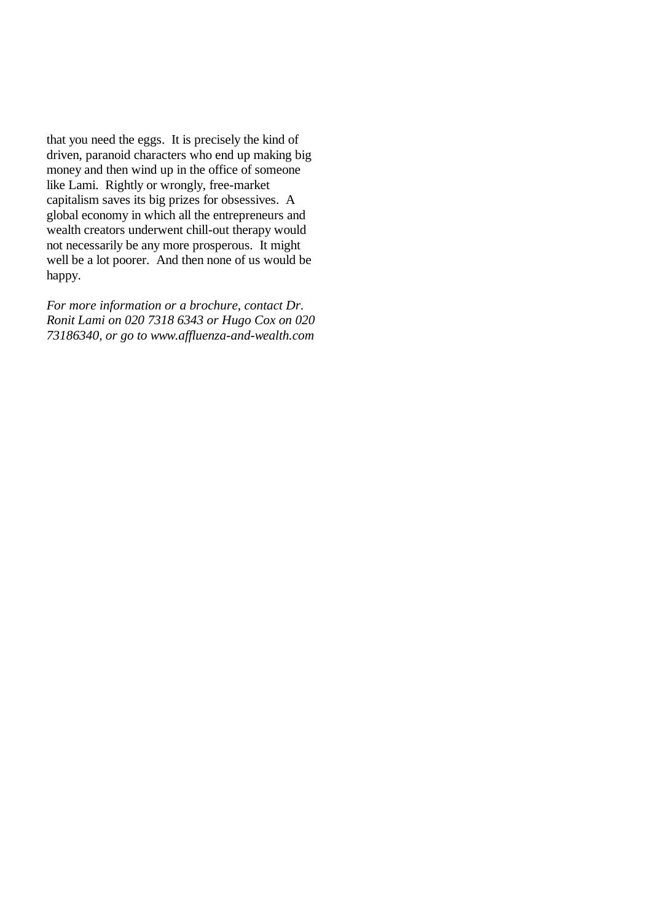that you need the eggs. It is precisely the kind of driven, paranoid characters who end up making big money and then wind up in the office of someone like Lami. Rightly or wrongly, free-market capitalism saves its big prizes for obsessives. A global economy in which all the entrepreneurs and wealth creators underwent chill-out therapy would not necessarily be any more prosperous. It might well be a lot poorer. And then none of us would be happy.

*For more information or a brochure, contact Dr. Ronit Lami on 020 7318 6343 or Hugo Cox on 020 73186340, or go to www.affluenza-and-wealth.com*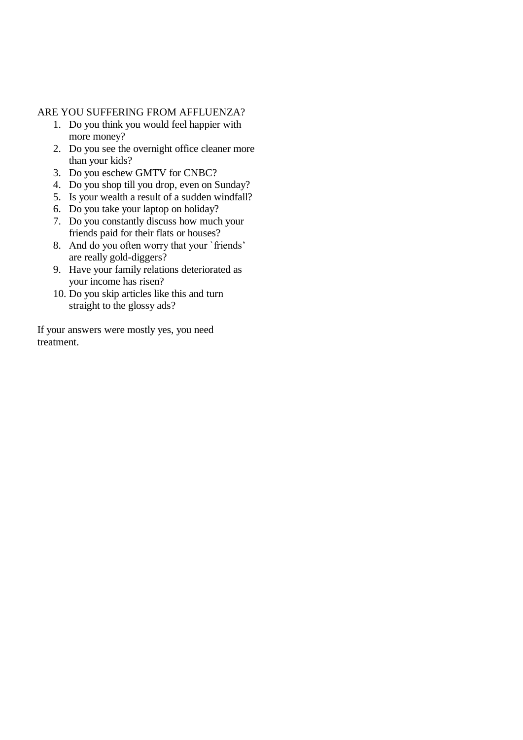ARE YOU SUFFERING FROM AFFLUENZA?

1. Do you think you would feel happier with more money?
2. Do you see the overnight office cleaner more than your kids?
3. Do you eschew GMTV for CNBC?
4. Do you shop till you drop, even on Sunday?
5. Is your wealth a result of a sudden windfall?
6. Do you take your laptop on holiday?
7. Do you constantly discuss how much your friends paid for their flats or houses?
8. And do you often worry that your `friends' are really gold-diggers?
9. Have your family relations deteriorated as your income has risen?
10. Do you skip articles like this and turn straight to the glossy ads?

If your answers were mostly yes, you need treatment.